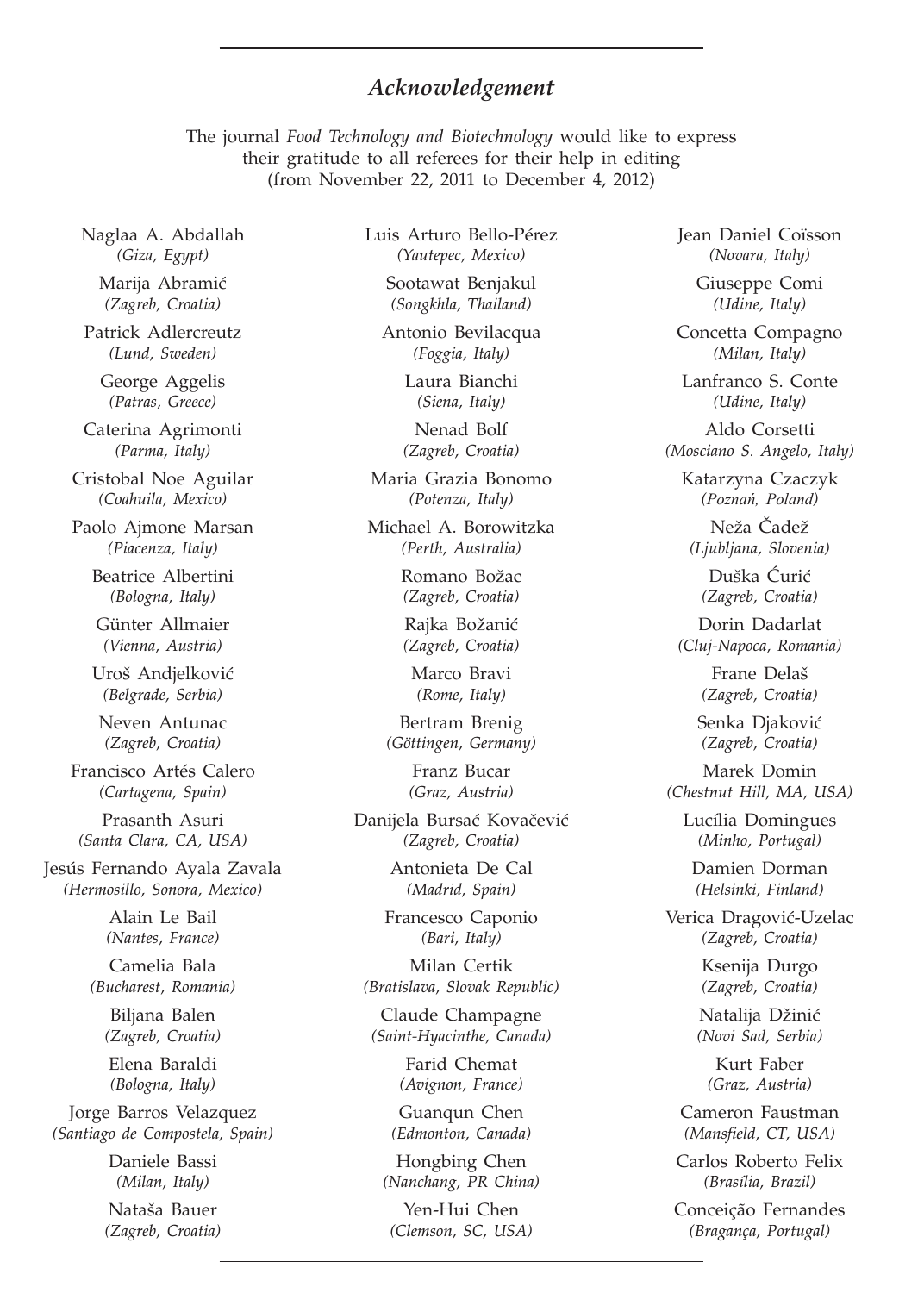## *Acknowledgement*

The journal *Food Technology and Biotechnology* would like to express their gratitude to all referees for their help in editing (from November 22, 2011 to December 4, 2012)

Naglaa A. Abdallah
*(Giza, Egypt)*

Marija Abramić
*(Zagreb, Croatia)*

Patrick Adlercreutz
*(Lund, Sweden)*

George Aggelis
*(Patras, Greece)*

Caterina Agrimonti
*(Parma, Italy)*

Cristobal Noe Aguilar
*(Coahuila, Mexico)*

Paolo Ajmone Marsan
*(Piacenza, Italy)*

Beatrice Albertini
*(Bologna, Italy)*

Günter Allmaier
*(Vienna, Austria)*

Uroš Andjelković
*(Belgrade, Serbia)*

Neven Antunac
*(Zagreb, Croatia)*

Francisco Artés Calero
*(Cartagena, Spain)*

Prasanth Asuri
*(Santa Clara, CA, USA)*

Jesús Fernando Ayala Zavala
*(Hermosillo, Sonora, Mexico)*

Alain Le Bail
*(Nantes, France)*

Camelia Bala
*(Bucharest, Romania)*

Biljana Balen
*(Zagreb, Croatia)*

Elena Baraldi
*(Bologna, Italy)*

Jorge Barros Velazquez
*(Santiago de Compostela, Spain)*

Daniele Bassi
*(Milan, Italy)*

Nataša Bauer
*(Zagreb, Croatia)*

Luis Arturo Bello-Pérez
*(Yautepec, Mexico)*

Sootawat Benjakul
*(Songkhla, Thailand)*

Antonio Bevilacqua
*(Foggia, Italy)*

Laura Bianchi
*(Siena, Italy)*

Nenad Bolf
*(Zagreb, Croatia)*

Maria Grazia Bonomo
*(Potenza, Italy)*

Michael A. Borowitzka
*(Perth, Australia)*

Romano Božac
*(Zagreb, Croatia)*

Rajka Božanić
*(Zagreb, Croatia)*

Marco Bravi
*(Rome, Italy)*

Bertram Brenig
*(Göttingen, Germany)*

Franz Bucar
*(Graz, Austria)*

Danijela Bursać Kovačević
*(Zagreb, Croatia)*

Antonieta De Cal
*(Madrid, Spain)*

Francesco Caponio
*(Bari, Italy)*

Milan Certik
*(Bratislava, Slovak Republic)*

Claude Champagne
*(Saint-Hyacinthe, Canada)*

Farid Chemat
*(Avignon, France)*

Guanqun Chen
*(Edmonton, Canada)*

Hongbing Chen
*(Nanchang, PR China)*

Yen-Hui Chen
*(Clemson, SC, USA)*

Jean Daniel Coïsson
*(Novara, Italy)*

Giuseppe Comi
*(Udine, Italy)*

Concetta Compagno
*(Milan, Italy)*

Lanfranco S. Conte
*(Udine, Italy)*

Aldo Corsetti
*(Mosciano S. Angelo, Italy)*

Katarzyna Czaczyk
*(Poznań, Poland)*

Neža Čadež
*(Ljubljana, Slovenia)*

Duška Ćurić
*(Zagreb, Croatia)*

Dorin Dadarlat
*(Cluj-Napoca, Romania)*

Frane Delaš
*(Zagreb, Croatia)*

Senka Djaković
*(Zagreb, Croatia)*

Marek Domin
*(Chestnut Hill, MA, USA)*

Lucília Domingues
*(Minho, Portugal)*

Damien Dorman
*(Helsinki, Finland)*

Verica Dragović-Uzelac
*(Zagreb, Croatia)*

Ksenija Durgo
*(Zagreb, Croatia)*

Natalija Džinić
*(Novi Sad, Serbia)*

Kurt Faber
*(Graz, Austria)*

Cameron Faustman
*(Mansfield, CT, USA)*

Carlos Roberto Felix
*(Brasília, Brazil)*

Conceição Fernandes
*(Bragança, Portugal)*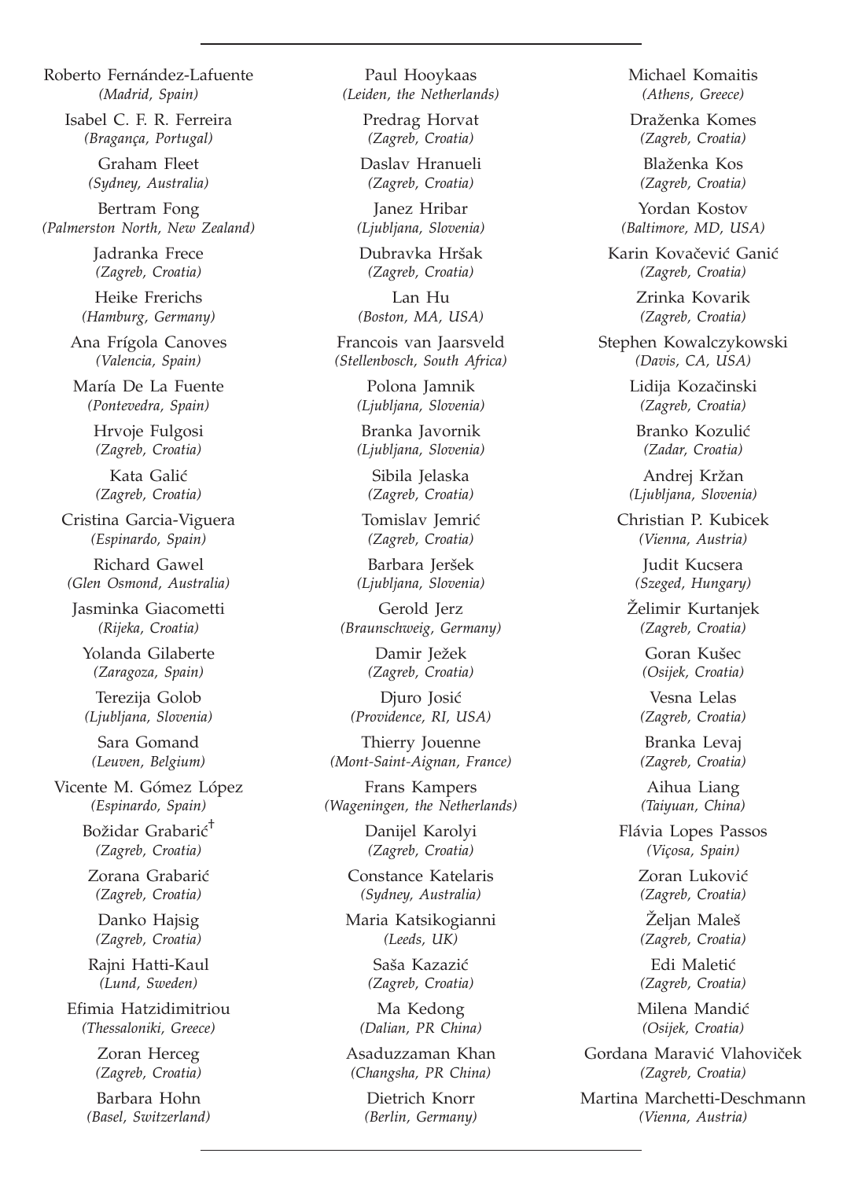Roberto Fernández-Lafuente
*(Madrid, Spain)*

Isabel C. F. R. Ferreira
*(Bragança, Portugal)*

Graham Fleet
*(Sydney, Australia)*

Bertram Fong
*(Palmerston North, New Zealand)*

Jadranka Frece
*(Zagreb, Croatia)*

Heike Frerichs
*(Hamburg, Germany)*

Ana Frígola Canoves
*(Valencia, Spain)*

María De La Fuente
*(Pontevedra, Spain)*

Hrvoje Fulgosi
*(Zagreb, Croatia)*

Kata Galić
*(Zagreb, Croatia)*

Cristina Garcia-Viguera
*(Espinardo, Spain)*

Richard Gawel
*(Glen Osmond, Australia)*

Jasminka Giacometti
*(Rijeka, Croatia)*

Yolanda Gilaberte
*(Zaragoza, Spain)*

Terezija Golob
*(Ljubljana, Slovenia)*

Sara Gomand
*(Leuven, Belgium)*

Vicente M. Gómez López
*(Espinardo, Spain)*

Božidar Grabarić†
*(Zagreb, Croatia)*

Zorana Grabarić
*(Zagreb, Croatia)*

Danko Hajsig
*(Zagreb, Croatia)*

Rajni Hatti-Kaul
*(Lund, Sweden)*

Efimia Hatzidimitriou
*(Thessaloniki, Greece)*

Zoran Herceg
*(Zagreb, Croatia)*

Barbara Hohn
*(Basel, Switzerland)*

Paul Hooykaas
*(Leiden, the Netherlands)*

Predrag Horvat
*(Zagreb, Croatia)*

Daslav Hranueli
*(Zagreb, Croatia)*

Janez Hribar
*(Ljubljana, Slovenia)*

Dubravka Hršak
*(Zagreb, Croatia)*

Lan Hu
*(Boston, MA, USA)*

Francois van Jaarsveld
*(Stellenbosch, South Africa)*

Polona Jamnik
*(Ljubljana, Slovenia)*

Branka Javornik
*(Ljubljana, Slovenia)*

Sibila Jelaska
*(Zagreb, Croatia)*

Tomislav Jemrić
*(Zagreb, Croatia)*

Barbara Jeršek
*(Ljubljana, Slovenia)*

Gerold Jerz
*(Braunschweig, Germany)*

Damir Ježek
*(Zagreb, Croatia)*

Djuro Josić
*(Providence, RI, USA)*

Thierry Jouenne
*(Mont-Saint-Aignan, France)*

Frans Kampers
*(Wageningen, the Netherlands)*

Danijel Karolyi
*(Zagreb, Croatia)*

Constance Katelaris
*(Sydney, Australia)*

Maria Katsikogianni
*(Leeds, UK)*

Saša Kazazić
*(Zagreb, Croatia)*

Ma Kedong
*(Dalian, PR China)*

Asaduzzaman Khan
*(Changsha, PR China)*

Dietrich Knorr
*(Berlin, Germany)*

Michael Komaitis
*(Athens, Greece)*

Draženka Komes
*(Zagreb, Croatia)*

Blaženka Kos
*(Zagreb, Croatia)*

Yordan Kostov
*(Baltimore, MD, USA)*

Karin Kovačević Ganić
*(Zagreb, Croatia)*

Zrinka Kovarik
*(Zagreb, Croatia)*

Stephen Kowalczykowski
*(Davis, CA, USA)*

Lidija Kozačinski
*(Zagreb, Croatia)*

Branko Kozulić
*(Zadar, Croatia)*

Andrej Kržan
*(Ljubljana, Slovenia)*

Christian P. Kubicek
*(Vienna, Austria)*

Judit Kucsera
*(Szeged, Hungary)*

Želimir Kurtanjek
*(Zagreb, Croatia)*

Goran Kušec
*(Osijek, Croatia)*

Vesna Lelas
*(Zagreb, Croatia)*

Branka Levaj
*(Zagreb, Croatia)*

Aihua Liang
*(Taiyuan, China)*

Flávia Lopes Passos
*(Viçosa, Spain)*

Zoran Luković
*(Zagreb, Croatia)*

Željan Maleš
*(Zagreb, Croatia)*

Edi Maletić
*(Zagreb, Croatia)*

Milena Mandić
*(Osijek, Croatia)*

Gordana Maravić Vlahoviček
*(Zagreb, Croatia)*

Martina Marchetti-Deschmann
*(Vienna, Austria)*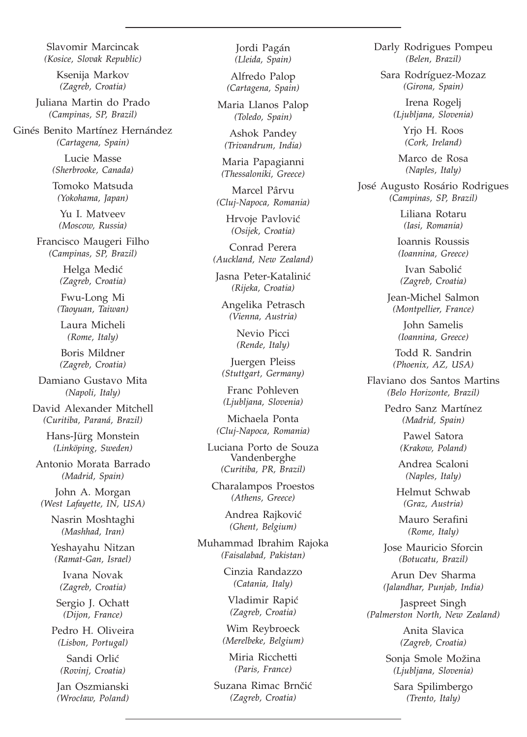Slavomir Marcincak
*(Kosice, Slovak Republic)*

Ksenija Markov
*(Zagreb, Croatia)*

Juliana Martin do Prado
*(Campinas, SP, Brazil)*

Ginés Benito Martínez Hernández
*(Cartagena, Spain)*

Lucie Masse
*(Sherbrooke, Canada)*

Tomoko Matsuda
*(Yokohama, Japan)*

Yu I. Matveev
*(Moscow, Russia)*

Francisco Maugeri Filho
*(Campinas, SP, Brazil)*

Helga Medić
*(Zagreb, Croatia)*

Fwu-Long Mi
*(Taoyuan, Taiwan)*

Laura Micheli
*(Rome, Italy)*

Boris Mildner
*(Zagreb, Croatia)*

Damiano Gustavo Mita
*(Napoli, Italy)*

David Alexander Mitchell
*(Curitiba, Paraná, Brazil)*

Hans-Jürg Monstein
*(Linköping, Sweden)*

Antonio Morata Barrado
*(Madrid, Spain)*

John A. Morgan
*(West Lafayette, IN, USA)*

Nasrin Moshtaghi
*(Mashhad, Iran)*

Yeshayahu Nitzan
*(Ramat-Gan, Israel)*

Ivana Novak
*(Zagreb, Croatia)*

Sergio J. Ochatt
*(Dijon, France)*

Pedro H. Oliveira
*(Lisbon, Portugal)*

Sandi Orlić
*(Rovinj, Croatia)*

Jan Oszmianski
*(Wrocław, Poland)*

Jordi Pagán
*(Lleida, Spain)*

Alfredo Palop
*(Cartagena, Spain)*

Maria Llanos Palop
*(Toledo, Spain)*

Ashok Pandey
*(Trivandrum, India)*

Maria Papagianni
*(Thessaloniki, Greece)*

Marcel Pârvu
*(Cluj-Napoca, Romania)*

Hrvoje Pavlović
*(Osijek, Croatia)*

Conrad Perera
*(Auckland, New Zealand)*

Jasna Peter-Katalinić
*(Rijeka, Croatia)*

Angelika Petrasch
*(Vienna, Austria)*

Nevio Picci
*(Rende, Italy)*

Juergen Pleiss
*(Stuttgart, Germany)*

Franc Pohleven
*(Ljubljana, Slovenia)*

Michaela Ponta
*(Cluj-Napoca, Romania)*

Luciana Porto de Souza Vandenberghe
*(Curitiba, PR, Brazil)*

Charalampos Proestos
*(Athens, Greece)*

Andrea Rajković
*(Ghent, Belgium)*

Muhammad Ibrahim Rajoka
*(Faisalabad, Pakistan)*

Cinzia Randazzo
*(Catania, Italy)*

Vladimir Rapić
*(Zagreb, Croatia)*

Wim Reybroeck
*(Merelbeke, Belgium)*

Miria Ricchetti
*(Paris, France)*

Suzana Rimac Brnčić
*(Zagreb, Croatia)*

Darly Rodrigues Pompeu
*(Belen, Brazil)*

Sara Rodríguez-Mozaz
*(Girona, Spain)*

Irena Rogelj
*(Ljubljana, Slovenia)*

Yrjo H. Roos
*(Cork, Ireland)*

Marco de Rosa
*(Naples, Italy)*

José Augusto Rosário Rodrigues
*(Campinas, SP, Brazil)*

Liliana Rotaru
*(Iasi, Romania)*

Ioannis Roussis
*(Ioannina, Greece)*

Ivan Sabolić
*(Zagreb, Croatia)*

Jean-Michel Salmon
*(Montpellier, France)*

John Samelis
*(Ioannina, Greece)*

Todd R. Sandrin
*(Phoenix, AZ, USA)*

Flaviano dos Santos Martins
*(Belo Horizonte, Brazil)*

Pedro Sanz Martínez
*(Madrid, Spain)*

Pawel Satora
*(Krakow, Poland)*

Andrea Scaloni
*(Naples, Italy)*

Helmut Schwab
*(Graz, Austria)*

Mauro Serafini
*(Rome, Italy)*

Jose Mauricio Sforcin
*(Botucatu, Brazil)*

Arun Dev Sharma
*(Jalandhar, Punjab, India)*

Jaspreet Singh
*(Palmerston North, New Zealand)*

Anita Slavica
*(Zagreb, Croatia)*

Sonja Smole Možina
*(Ljubljana, Slovenia)*

Sara Spilimbergo
*(Trento, Italy)*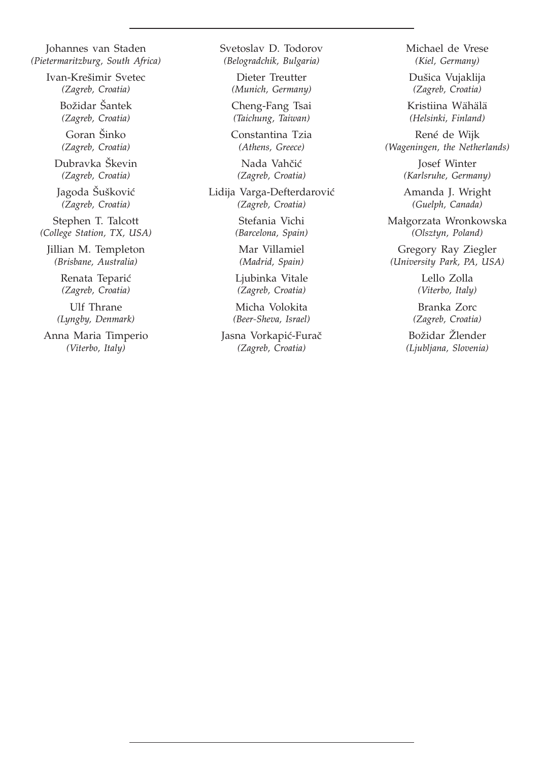Johannes van Staden
*(Pietermaritzburg, South Africa)*

Ivan-Krešimir Svetec
*(Zagreb, Croatia)*

Božidar Šantek
*(Zagreb, Croatia)*

Goran Šinko
*(Zagreb, Croatia)*

Dubravka Škevin
*(Zagreb, Croatia)*

Jagoda Šušković
*(Zagreb, Croatia)*

Stephen T. Talcott
*(College Station, TX, USA)*

Jillian M. Templeton
*(Brisbane, Australia)*

Renata Teparić
*(Zagreb, Croatia)*

Ulf Thrane
*(Lyngby, Denmark)*

Anna Maria Timperio
*(Viterbo, Italy)*

Svetoslav D. Todorov
*(Belogradchik, Bulgaria)*

Dieter Treutter
*(Munich, Germany)*

Cheng-Fang Tsai
*(Taichung, Taiwan)*

Constantina Tzia
*(Athens, Greece)*

Nada Vahčić
*(Zagreb, Croatia)*

Lidija Varga-Defterdarović
*(Zagreb, Croatia)*

Stefania Vichi
*(Barcelona, Spain)*

Mar Villamiel
*(Madrid, Spain)*

Ljubinka Vitale
*(Zagreb, Croatia)*

Micha Volokita
*(Beer-Sheva, Israel)*

Jasna Vorkapić-Furač
*(Zagreb, Croatia)*

Michael de Vrese
*(Kiel, Germany)*

Dušica Vujaklija
*(Zagreb, Croatia)*

Kristiina Wähälä
*(Helsinki, Finland)*

René de Wijk
*(Wageningen, the Netherlands)*

Josef Winter
*(Karlsruhe, Germany)*

Amanda J. Wright
*(Guelph, Canada)*

Małgorzata Wronkowska
*(Olsztyn, Poland)*

Gregory Ray Ziegler
*(University Park, PA, USA)*

Lello Zolla
*(Viterbo, Italy)*

Branka Zorc
*(Zagreb, Croatia)*

Božidar Žlender
*(Ljubljana, Slovenia)*